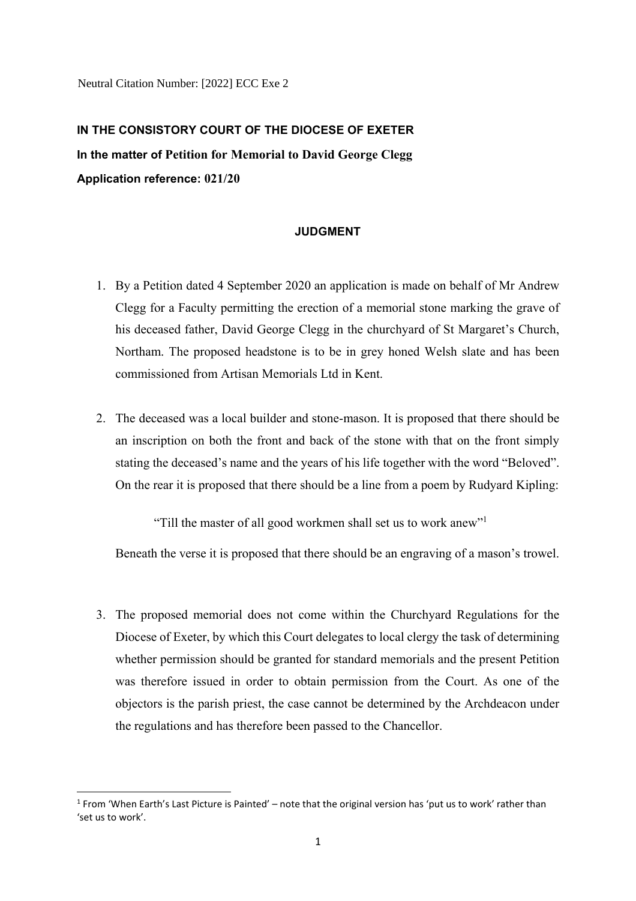Neutral Citation Number: [2022] ECC Exe 2

**IN THE CONSISTORY COURT OF THE DIOCESE OF EXETER**

**In the matter of Petition for Memorial to David George Clegg**

**Application reference: 021/20**

**JUDGMENT**

1. By a Petition dated 4 September 2020 an application is made on behalf of Mr Andrew Clegg for a Faculty permitting the erection of a memorial stone marking the grave of his deceased father, David George Clegg in the churchyard of St Margaret's Church, Northam. The proposed headstone is to be in grey honed Welsh slate and has been commissioned from Artisan Memorials Ltd in Kent.

2. The deceased was a local builder and stone-mason. It is proposed that there should be an inscription on both the front and back of the stone with that on the front simply stating the deceased's name and the years of his life together with the word "Beloved". On the rear it is proposed that there should be a line from a poem by Rudyard Kipling:

   "Till the master of all good workmen shall set us to work anew"[1]

   Beneath the verse it is proposed that there should be an engraving of a mason's trowel.

3. The proposed memorial does not come within the Churchyard Regulations for the Diocese of Exeter, by which this Court delegates to local clergy the task of determining whether permission should be granted for standard memorials and the present Petition was therefore issued in order to obtain permission from the Court. As one of the objectors is the parish priest, the case cannot be determined by the Archdeacon under the regulations and has therefore been passed to the Chancellor.

---

[1] From 'When Earth's Last Picture is Painted' – note that the original version has 'put us to work' rather than 'set us to work'.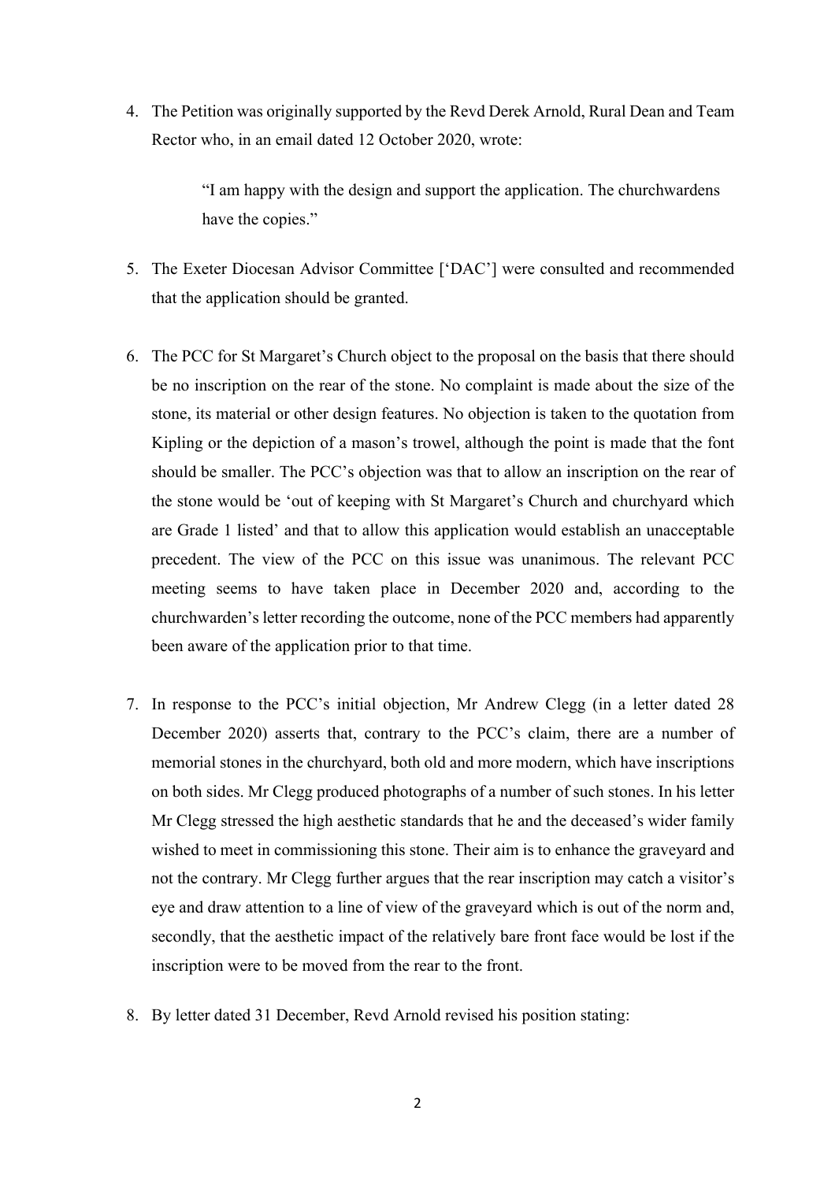4. The Petition was originally supported by the Revd Derek Arnold, Rural Dean and Team Rector who, in an email dated 12 October 2020, wrote:

   > "I am happy with the design and support the application. The churchwardens have the copies."

5. The Exeter Diocesan Advisor Committee ['DAC'] were consulted and recommended that the application should be granted.

6. The PCC for St Margaret's Church object to the proposal on the basis that there should be no inscription on the rear of the stone. No complaint is made about the size of the stone, its material or other design features. No objection is taken to the quotation from Kipling or the depiction of a mason's trowel, although the point is made that the font should be smaller. The PCC's objection was that to allow an inscription on the rear of the stone would be 'out of keeping with St Margaret's Church and churchyard which are Grade 1 listed' and that to allow this application would establish an unacceptable precedent. The view of the PCC on this issue was unanimous. The relevant PCC meeting seems to have taken place in December 2020 and, according to the churchwarden's letter recording the outcome, none of the PCC members had apparently been aware of the application prior to that time.

7. In response to the PCC's initial objection, Mr Andrew Clegg (in a letter dated 28 December 2020) asserts that, contrary to the PCC's claim, there are a number of memorial stones in the churchyard, both old and more modern, which have inscriptions on both sides. Mr Clegg produced photographs of a number of such stones. In his letter Mr Clegg stressed the high aesthetic standards that he and the deceased's wider family wished to meet in commissioning this stone. Their aim is to enhance the graveyard and not the contrary. Mr Clegg further argues that the rear inscription may catch a visitor's eye and draw attention to a line of view of the graveyard which is out of the norm and, secondly, that the aesthetic impact of the relatively bare front face would be lost if the inscription were to be moved from the rear to the front.

8. By letter dated 31 December, Revd Arnold revised his position stating: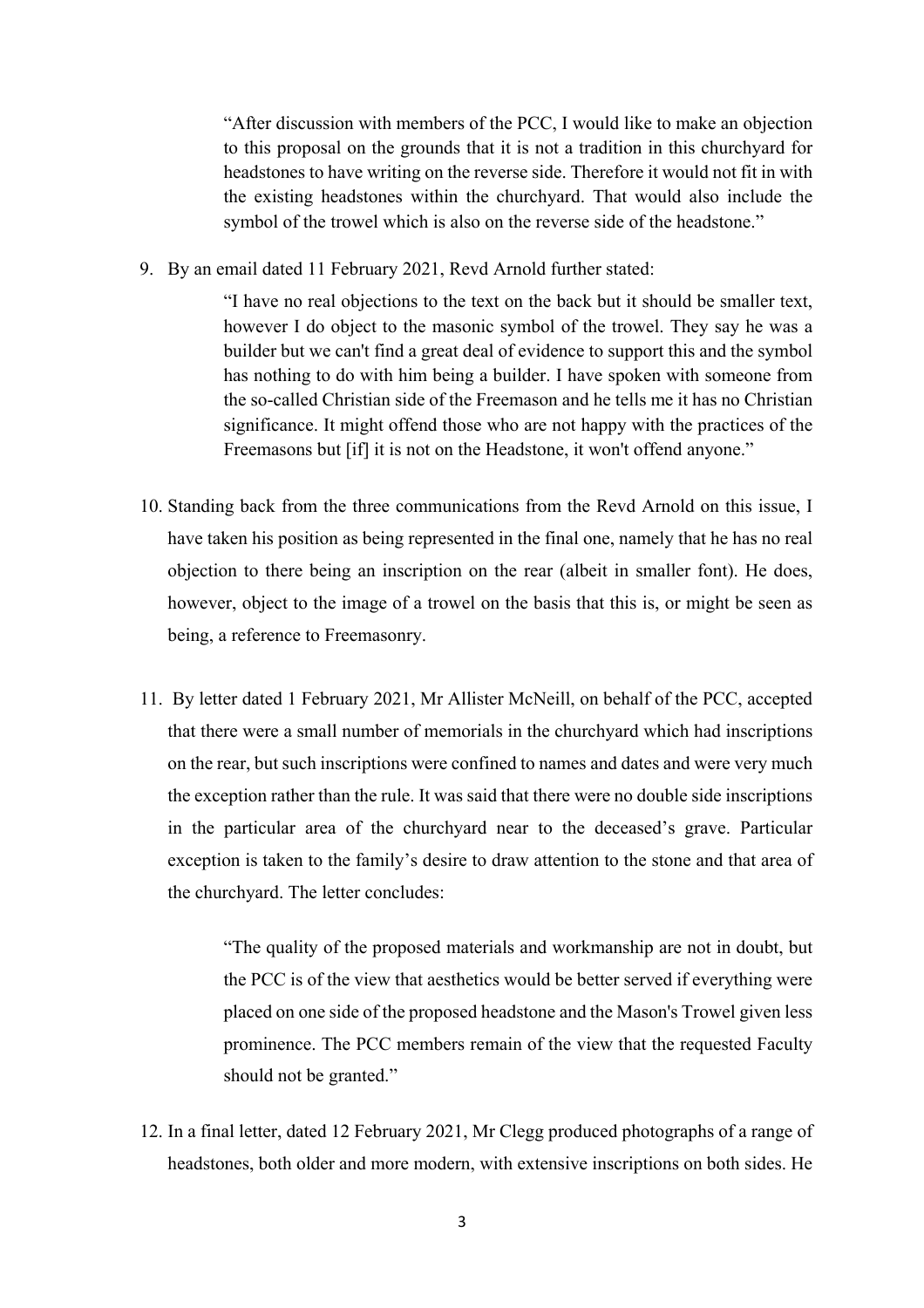> "After discussion with members of the PCC, I would like to make an objection to this proposal on the grounds that it is not a tradition in this churchyard for headstones to have writing on the reverse side. Therefore it would not fit in with the existing headstones within the churchyard. That would also include the symbol of the trowel which is also on the reverse side of the headstone."

9. By an email dated 11 February 2021, Revd Arnold further stated:

> "I have no real objections to the text on the back but it should be smaller text, however I do object to the masonic symbol of the trowel. They say he was a builder but we can't find a great deal of evidence to support this and the symbol has nothing to do with him being a builder. I have spoken with someone from the so-called Christian side of the Freemason and he tells me it has no Christian significance. It might offend those who are not happy with the practices of the Freemasons but [if] it is not on the Headstone, it won't offend anyone."

10. Standing back from the three communications from the Revd Arnold on this issue, I have taken his position as being represented in the final one, namely that he has no real objection to there being an inscription on the rear (albeit in smaller font). He does, however, object to the image of a trowel on the basis that this is, or might be seen as being, a reference to Freemasonry.

11. By letter dated 1 February 2021, Mr Allister McNeill, on behalf of the PCC, accepted that there were a small number of memorials in the churchyard which had inscriptions on the rear, but such inscriptions were confined to names and dates and were very much the exception rather than the rule. It was said that there were no double side inscriptions in the particular area of the churchyard near to the deceased's grave. Particular exception is taken to the family's desire to draw attention to the stone and that area of the churchyard. The letter concludes:

> "The quality of the proposed materials and workmanship are not in doubt, but the PCC is of the view that aesthetics would be better served if everything were placed on one side of the proposed headstone and the Mason's Trowel given less prominence. The PCC members remain of the view that the requested Faculty should not be granted."

12. In a final letter, dated 12 February 2021, Mr Clegg produced photographs of a range of headstones, both older and more modern, with extensive inscriptions on both sides. He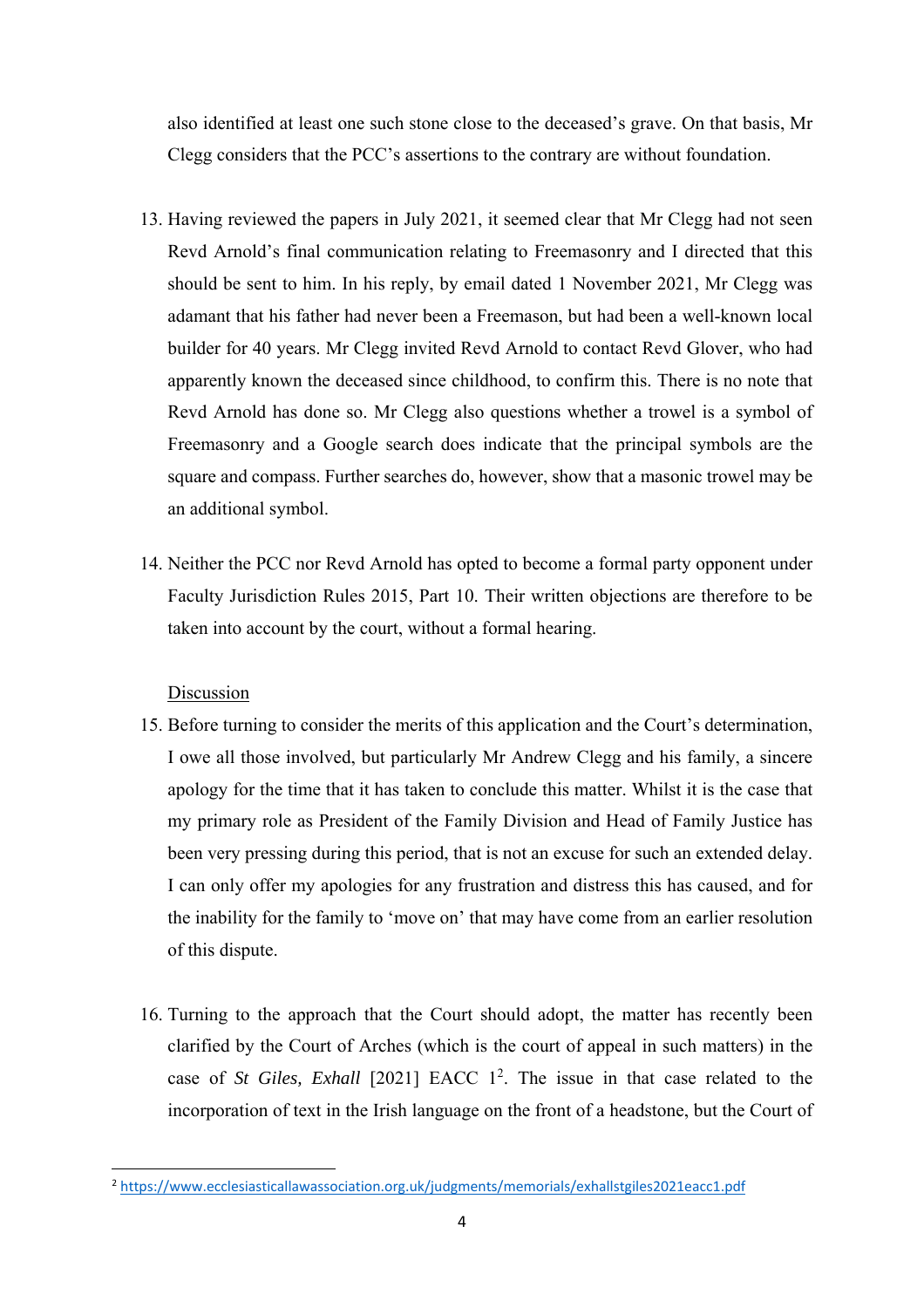also identified at least one such stone close to the deceased's grave. On that basis, Mr Clegg considers that the PCC's assertions to the contrary are without foundation.

13. Having reviewed the papers in July 2021, it seemed clear that Mr Clegg had not seen Revd Arnold's final communication relating to Freemasonry and I directed that this should be sent to him. In his reply, by email dated 1 November 2021, Mr Clegg was adamant that his father had never been a Freemason, but had been a well-known local builder for 40 years. Mr Clegg invited Revd Arnold to contact Revd Glover, who had apparently known the deceased since childhood, to confirm this. There is no note that Revd Arnold has done so. Mr Clegg also questions whether a trowel is a symbol of Freemasonry and a Google search does indicate that the principal symbols are the square and compass. Further searches do, however, show that a masonic trowel may be an additional symbol.

14. Neither the PCC nor Revd Arnold has opted to become a formal party opponent under Faculty Jurisdiction Rules 2015, Part 10. Their written objections are therefore to be taken into account by the court, without a formal hearing.

<u>Discussion</u>

15. Before turning to consider the merits of this application and the Court's determination, I owe all those involved, but particularly Mr Andrew Clegg and his family, a sincere apology for the time that it has taken to conclude this matter. Whilst it is the case that my primary role as President of the Family Division and Head of Family Justice has been very pressing during this period, that is not an excuse for such an extended delay. I can only offer my apologies for any frustration and distress this has caused, and for the inability for the family to 'move on' that may have come from an earlier resolution of this dispute.

16. Turning to the approach that the Court should adopt, the matter has recently been clarified by the Court of Arches (which is the court of appeal in such matters) in the case of *St Giles, Exhall* [2021] EACC 1[2]. The issue in that case related to the incorporation of text in the Irish language on the front of a headstone, but the Court of

[2] https://www.ecclesiasticallawassociation.org.uk/judgments/memorials/exhallstgiles2021eacc1.pdf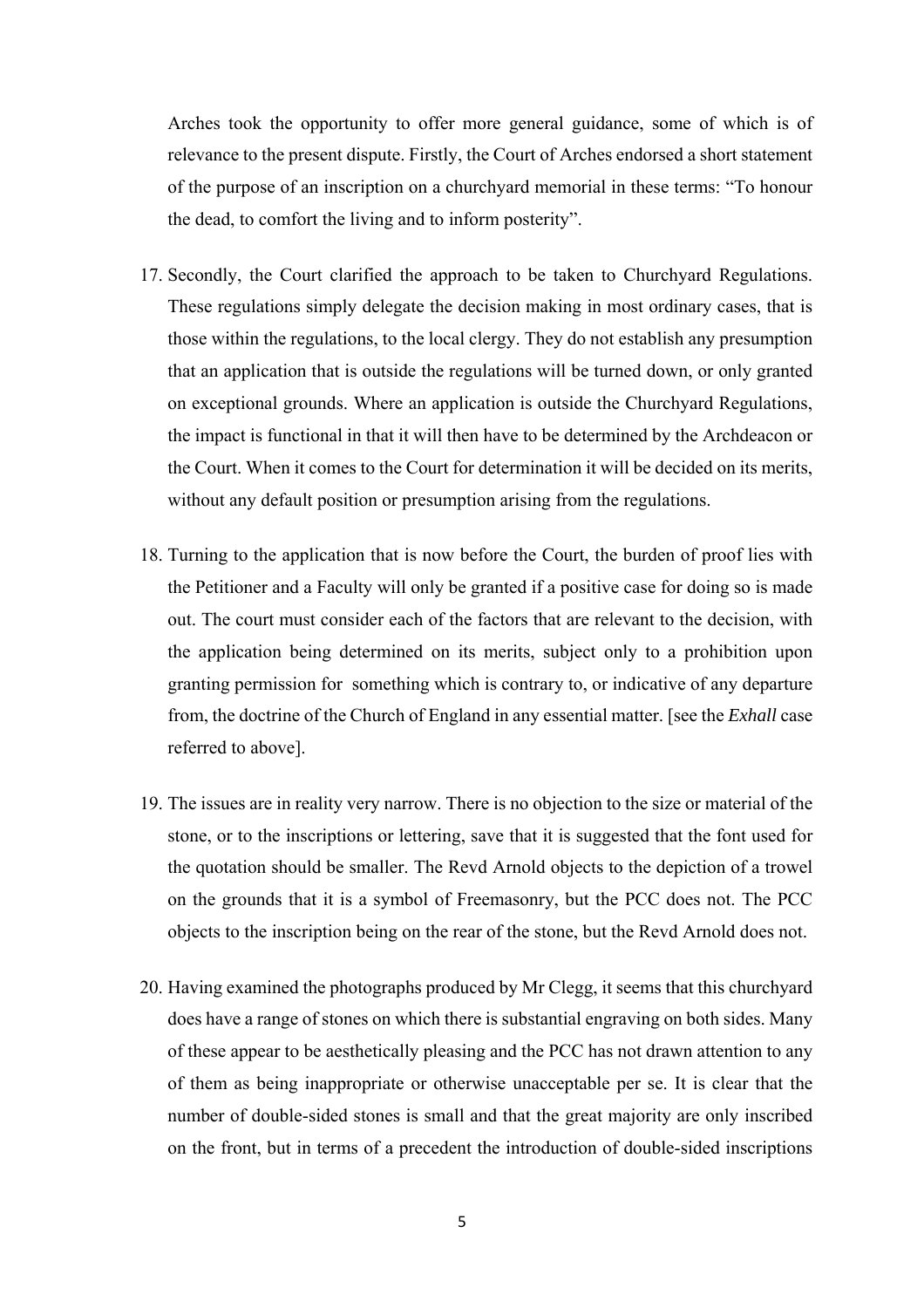Arches took the opportunity to offer more general guidance, some of which is of relevance to the present dispute. Firstly, the Court of Arches endorsed a short statement of the purpose of an inscription on a churchyard memorial in these terms: "To honour the dead, to comfort the living and to inform posterity".

17. Secondly, the Court clarified the approach to be taken to Churchyard Regulations. These regulations simply delegate the decision making in most ordinary cases, that is those within the regulations, to the local clergy. They do not establish any presumption that an application that is outside the regulations will be turned down, or only granted on exceptional grounds. Where an application is outside the Churchyard Regulations, the impact is functional in that it will then have to be determined by the Archdeacon or the Court. When it comes to the Court for determination it will be decided on its merits, without any default position or presumption arising from the regulations.

18. Turning to the application that is now before the Court, the burden of proof lies with the Petitioner and a Faculty will only be granted if a positive case for doing so is made out. The court must consider each of the factors that are relevant to the decision, with the application being determined on its merits, subject only to a prohibition upon granting permission for something which is contrary to, or indicative of any departure from, the doctrine of the Church of England in any essential matter. [see the *Exhall* case referred to above].

19. The issues are in reality very narrow. There is no objection to the size or material of the stone, or to the inscriptions or lettering, save that it is suggested that the font used for the quotation should be smaller. The Revd Arnold objects to the depiction of a trowel on the grounds that it is a symbol of Freemasonry, but the PCC does not. The PCC objects to the inscription being on the rear of the stone, but the Revd Arnold does not.

20. Having examined the photographs produced by Mr Clegg, it seems that this churchyard does have a range of stones on which there is substantial engraving on both sides. Many of these appear to be aesthetically pleasing and the PCC has not drawn attention to any of them as being inappropriate or otherwise unacceptable per se. It is clear that the number of double-sided stones is small and that the great majority are only inscribed on the front, but in terms of a precedent the introduction of double-sided inscriptions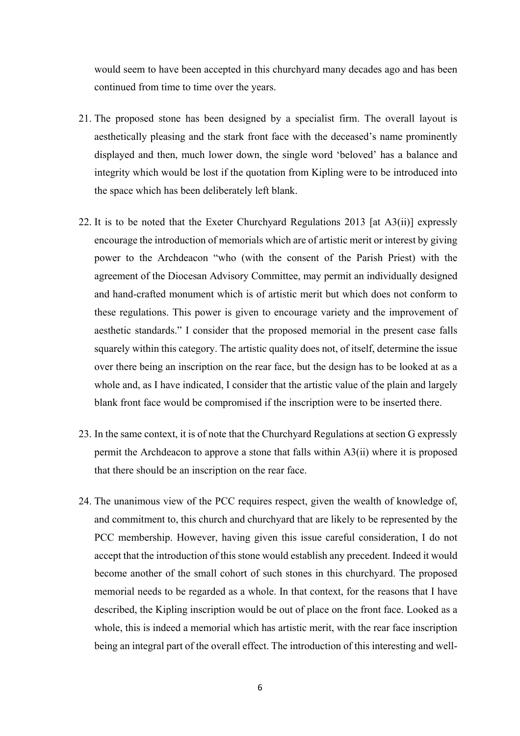would seem to have been accepted in this churchyard many decades ago and has been continued from time to time over the years.

21. The proposed stone has been designed by a specialist firm. The overall layout is aesthetically pleasing and the stark front face with the deceased's name prominently displayed and then, much lower down, the single word 'beloved' has a balance and integrity which would be lost if the quotation from Kipling were to be introduced into the space which has been deliberately left blank.

22. It is to be noted that the Exeter Churchyard Regulations 2013 [at A3(ii)] expressly encourage the introduction of memorials which are of artistic merit or interest by giving power to the Archdeacon "who (with the consent of the Parish Priest) with the agreement of the Diocesan Advisory Committee, may permit an individually designed and hand-crafted monument which is of artistic merit but which does not conform to these regulations. This power is given to encourage variety and the improvement of aesthetic standards." I consider that the proposed memorial in the present case falls squarely within this category. The artistic quality does not, of itself, determine the issue over there being an inscription on the rear face, but the design has to be looked at as a whole and, as I have indicated, I consider that the artistic value of the plain and largely blank front face would be compromised if the inscription were to be inserted there.

23. In the same context, it is of note that the Churchyard Regulations at section G expressly permit the Archdeacon to approve a stone that falls within A3(ii) where it is proposed that there should be an inscription on the rear face.

24. The unanimous view of the PCC requires respect, given the wealth of knowledge of, and commitment to, this church and churchyard that are likely to be represented by the PCC membership. However, having given this issue careful consideration, I do not accept that the introduction of this stone would establish any precedent. Indeed it would become another of the small cohort of such stones in this churchyard. The proposed memorial needs to be regarded as a whole. In that context, for the reasons that I have described, the Kipling inscription would be out of place on the front face. Looked as a whole, this is indeed a memorial which has artistic merit, with the rear face inscription being an integral part of the overall effect. The introduction of this interesting and well-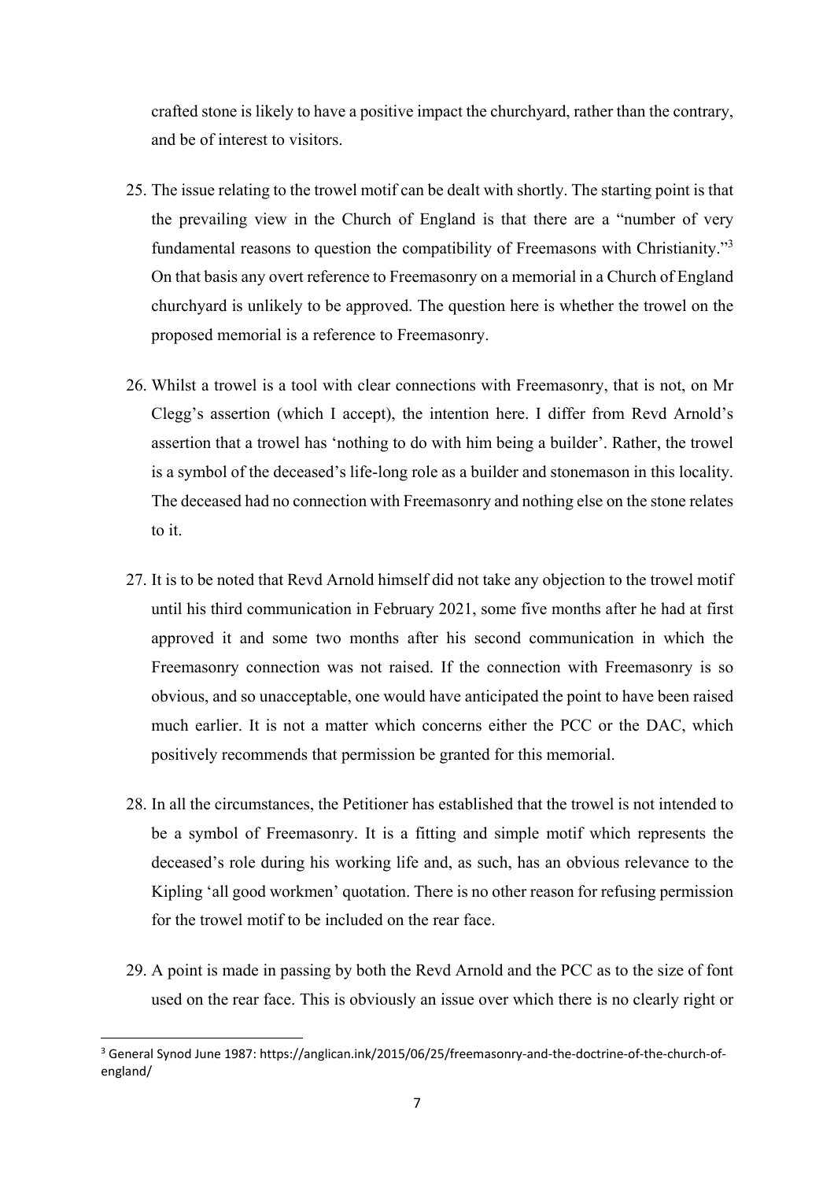crafted stone is likely to have a positive impact the churchyard, rather than the contrary, and be of interest to visitors.

25. The issue relating to the trowel motif can be dealt with shortly. The starting point is that the prevailing view in the Church of England is that there are a "number of very fundamental reasons to question the compatibility of Freemasons with Christianity."[3] On that basis any overt reference to Freemasonry on a memorial in a Church of England churchyard is unlikely to be approved. The question here is whether the trowel on the proposed memorial is a reference to Freemasonry.

26. Whilst a trowel is a tool with clear connections with Freemasonry, that is not, on Mr Clegg's assertion (which I accept), the intention here. I differ from Revd Arnold's assertion that a trowel has 'nothing to do with him being a builder'. Rather, the trowel is a symbol of the deceased's life-long role as a builder and stonemason in this locality. The deceased had no connection with Freemasonry and nothing else on the stone relates to it.

27. It is to be noted that Revd Arnold himself did not take any objection to the trowel motif until his third communication in February 2021, some five months after he had at first approved it and some two months after his second communication in which the Freemasonry connection was not raised. If the connection with Freemasonry is so obvious, and so unacceptable, one would have anticipated the point to have been raised much earlier. It is not a matter which concerns either the PCC or the DAC, which positively recommends that permission be granted for this memorial.

28. In all the circumstances, the Petitioner has established that the trowel is not intended to be a symbol of Freemasonry. It is a fitting and simple motif which represents the deceased's role during his working life and, as such, has an obvious relevance to the Kipling 'all good workmen' quotation. There is no other reason for refusing permission for the trowel motif to be included on the rear face.

29. A point is made in passing by both the Revd Arnold and the PCC as to the size of font used on the rear face. This is obviously an issue over which there is no clearly right or

[3] General Synod June 1987: https://anglican.ink/2015/06/25/freemasonry-and-the-doctrine-of-the-church-of-england/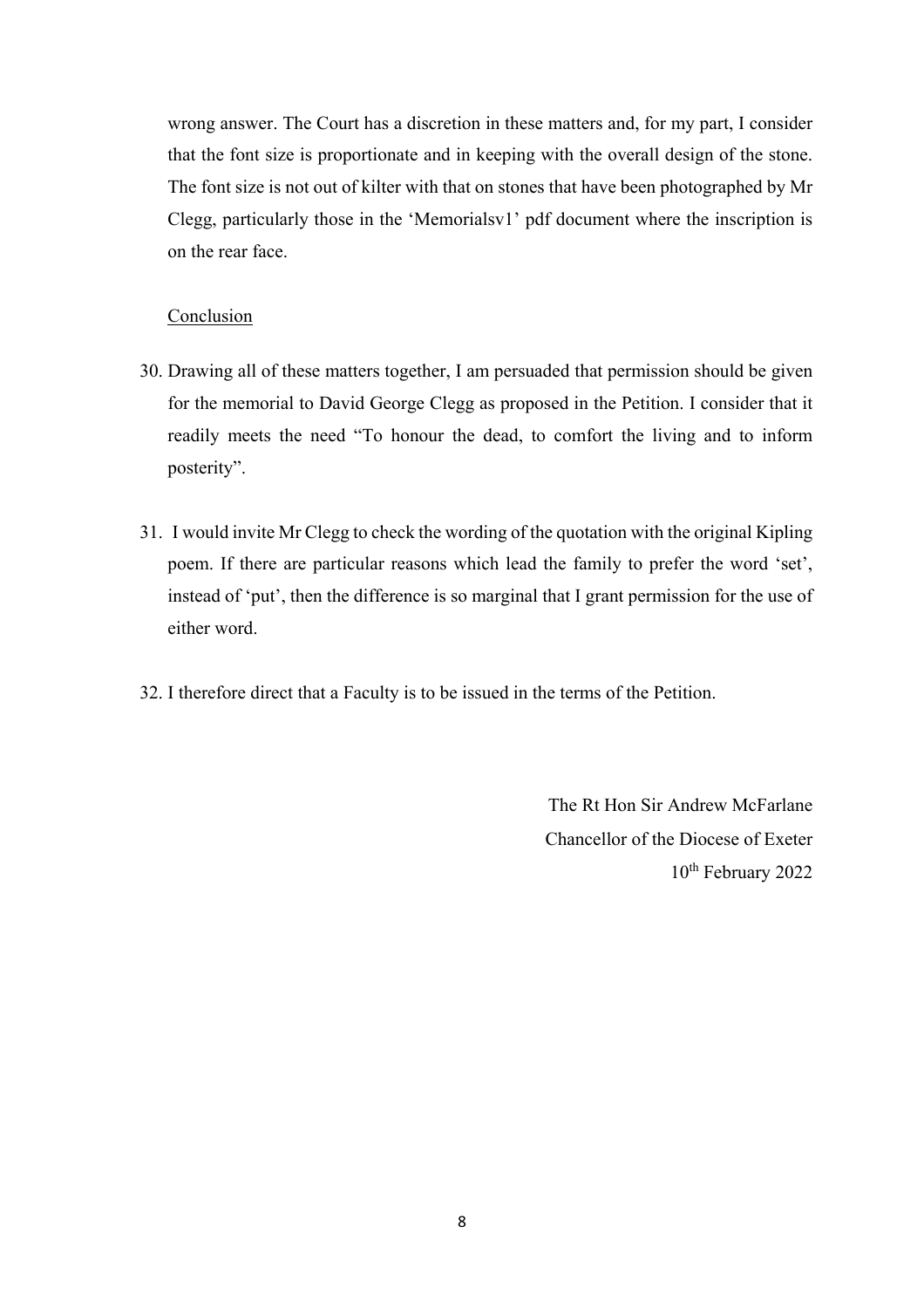wrong answer. The Court has a discretion in these matters and, for my part, I consider that the font size is proportionate and in keeping with the overall design of the stone. The font size is not out of kilter with that on stones that have been photographed by Mr Clegg, particularly those in the 'Memorialsv1' pdf document where the inscription is on the rear face.

Conclusion

30. Drawing all of these matters together, I am persuaded that permission should be given for the memorial to David George Clegg as proposed in the Petition. I consider that it readily meets the need "To honour the dead, to comfort the living and to inform posterity".

31. I would invite Mr Clegg to check the wording of the quotation with the original Kipling poem. If there are particular reasons which lead the family to prefer the word 'set', instead of 'put', then the difference is so marginal that I grant permission for the use of either word.

32. I therefore direct that a Faculty is to be issued in the terms of the Petition.

The Rt Hon Sir Andrew McFarlane
Chancellor of the Diocese of Exeter
10th February 2022